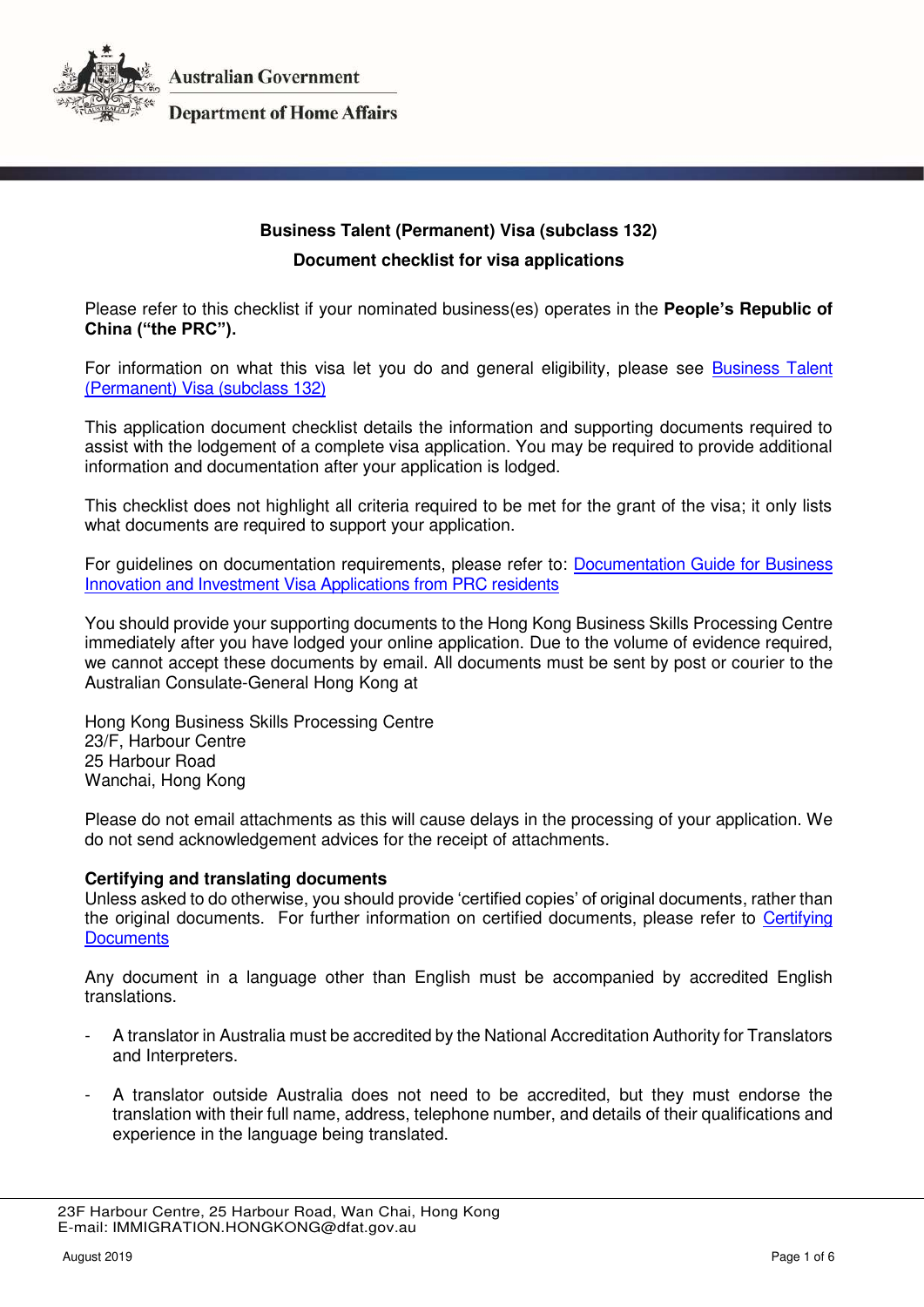Australian Government

Department of Home Affairs

**Business Talent (Permanent) Visa (subclass 132)**

**Document checklist for visa applications**

Please refer to this checklist if your nominated business(es) operates in the **People's Republic of China ("the PRC").**

For information on what this visa let you do and general eligibility, please see [Business Talent (Permanent) Visa (subclass 132)]()

This application document checklist details the information and supporting documents required to assist with the lodgement of a complete visa application. You may be required to provide additional information and documentation after your application is lodged.

This checklist does not highlight all criteria required to be met for the grant of the visa; it only lists what documents are required to support your application.

For guidelines on documentation requirements, please refer to: [Documentation Guide for Business Innovation and Investment Visa Applications from PRC residents]()

You should provide your supporting documents to the Hong Kong Business Skills Processing Centre immediately after you have lodged your online application. Due to the volume of evidence required, we cannot accept these documents by email. All documents must be sent by post or courier to the Australian Consulate-General Hong Kong at

Hong Kong Business Skills Processing Centre
23/F, Harbour Centre
25 Harbour Road
Wanchai, Hong Kong

Please do not email attachments as this will cause delays in the processing of your application. We do not send acknowledgement advices for the receipt of attachments.

**Certifying and translating documents**

Unless asked to do otherwise, you should provide 'certified copies' of original documents, rather than the original documents. For further information on certified documents, please refer to [Certifying Documents]()

Any document in a language other than English must be accompanied by accredited English translations.

- A translator in Australia must be accredited by the National Accreditation Authority for Translators and Interpreters.
- A translator outside Australia does not need to be accredited, but they must endorse the translation with their full name, address, telephone number, and details of their qualifications and experience in the language being translated.

23F Harbour Centre, 25 Harbour Road, Wan Chai, Hong Kong
E-mail: IMMIGRATION.HONGKONG@dfat.gov.au

August 2019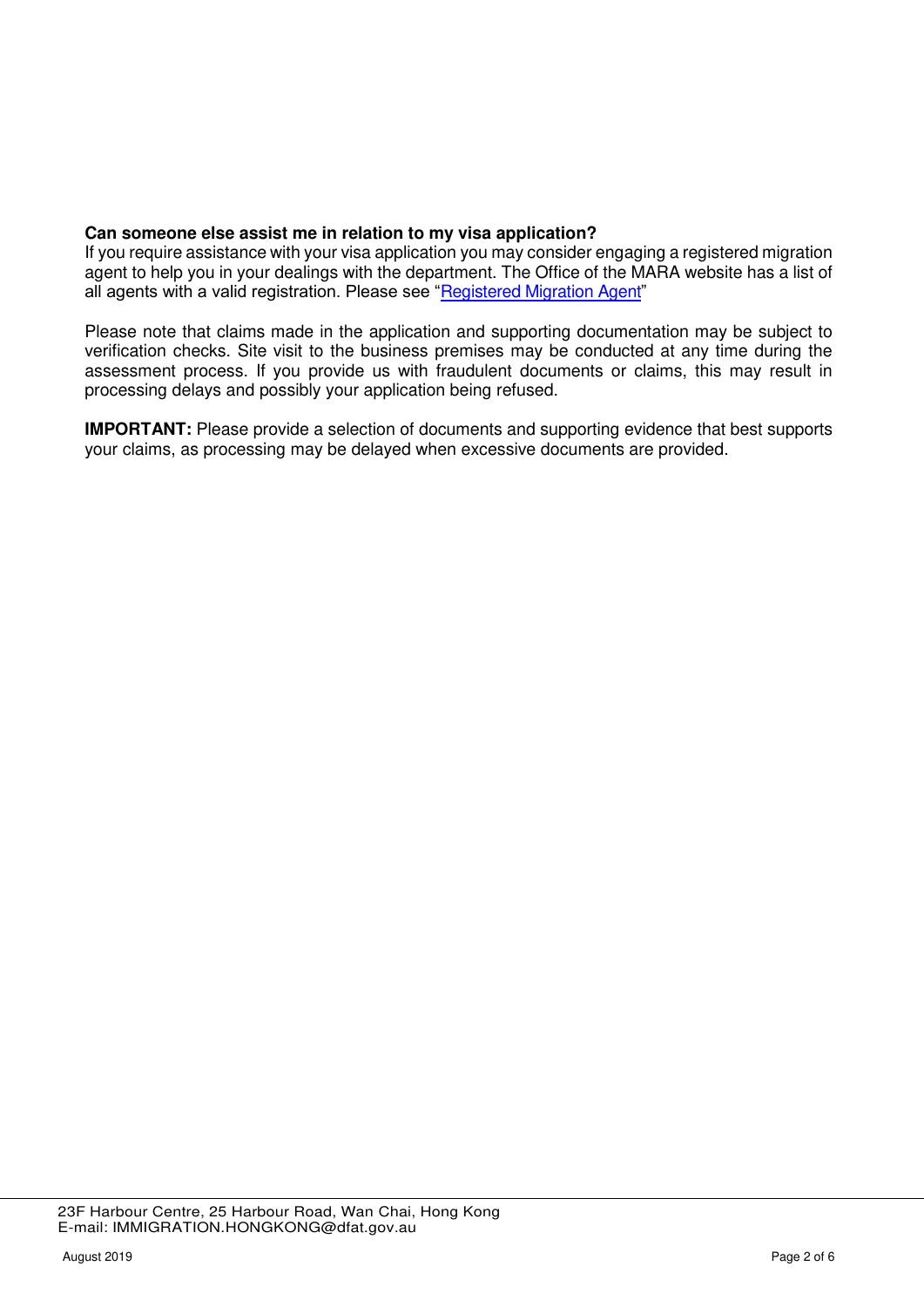**Can someone else assist me in relation to my visa application?**
If you require assistance with your visa application you may consider engaging a registered migration agent to help you in your dealings with the department. The Office of the MARA website has a list of all agents with a valid registration. Please see "Registered Migration Agent"

Please note that claims made in the application and supporting documentation may be subject to verification checks. Site visit to the business premises may be conducted at any time during the assessment process. If you provide us with fraudulent documents or claims, this may result in processing delays and possibly your application being refused.

**IMPORTANT:** Please provide a selection of documents and supporting evidence that best supports your claims, as processing may be delayed when excessive documents are provided.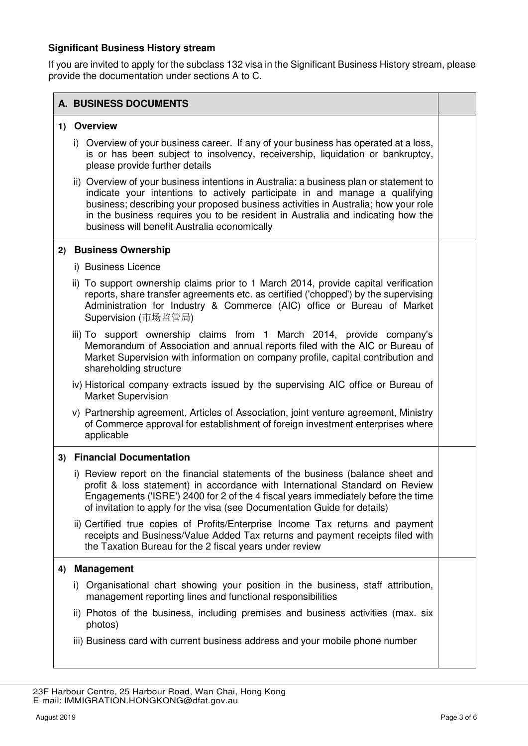**Significant Business History stream**

If you are invited to apply for the subclass 132 visa in the Significant Business History stream, please provide the documentation under sections A to C.

| A. BUSINESS DOCUMENTS | |
|---|---|
| **1) Overview**<br>i) Overview of your business career. If any of your business has operated at a loss, is or has been subject to insolvency, receivership, liquidation or bankruptcy, please provide further details<br>ii) Overview of your business intentions in Australia: a business plan or statement to indicate your intentions to actively participate in and manage a qualifying business; describing your proposed business activities in Australia; how your role in the business requires you to be resident in Australia and indicating how the business will benefit Australia economically | |
| **2) Business Ownership**<br>i) Business Licence<br>ii) To support ownership claims prior to 1 March 2014, provide capital verification reports, share transfer agreements etc. as certified ('chopped') by the supervising Administration for Industry & Commerce (AIC) office or Bureau of Market Supervision (市场监管局)<br>iii) To support ownership claims from 1 March 2014, provide company's Memorandum of Association and annual reports filed with the AIC or Bureau of Market Supervision with information on company profile, capital contribution and shareholding structure<br>iv) Historical company extracts issued by the supervising AIC office or Bureau of Market Supervision<br>v) Partnership agreement, Articles of Association, joint venture agreement, Ministry of Commerce approval for establishment of foreign investment enterprises where applicable | |
| **3) Financial Documentation**<br>i) Review report on the financial statements of the business (balance sheet and profit & loss statement) in accordance with International Standard on Review Engagements ('ISRE') 2400 for 2 of the 4 fiscal years immediately before the time of invitation to apply for the visa (see Documentation Guide for details)<br>ii) Certified true copies of Profits/Enterprise Income Tax returns and payment receipts and Business/Value Added Tax returns and payment receipts filed with the Taxation Bureau for the 2 fiscal years under review | |
| **4) Management**<br>i) Organisational chart showing your position in the business, staff attribution, management reporting lines and functional responsibilities<br>ii) Photos of the business, including premises and business activities (max. six photos)<br>iii) Business card with current business address and your mobile phone number | |

23F Harbour Centre, 25 Harbour Road, Wan Chai, Hong Kong
E-mail: IMMIGRATION.HONGKONG@dfat.gov.au

August 2019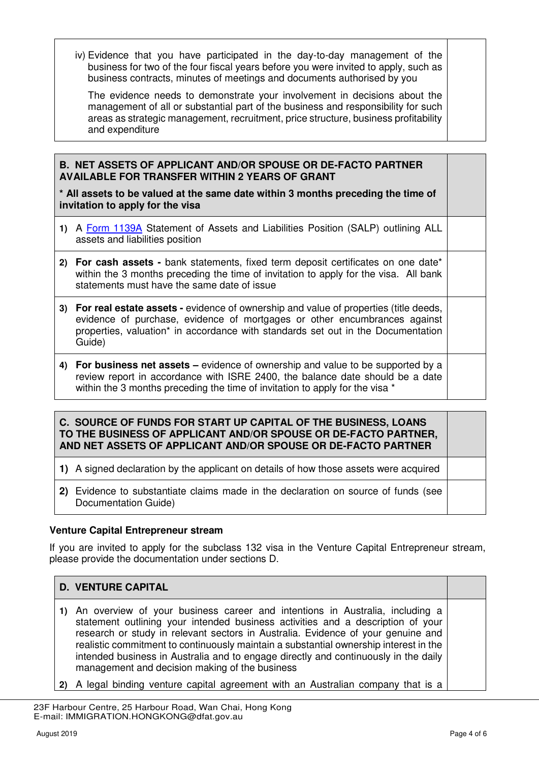| | |
|---|---|
| iv) Evidence that you have participated in the day-to-day management of the business for two of the four fiscal years before you were invited to apply, such as business contracts, minutes of meetings and documents authorised by you<br><br>The evidence needs to demonstrate your involvement in decisions about the management of all or substantial part of the business and responsibility for such areas as strategic management, recruitment, price structure, business profitability and expenditure | |

| **B. NET ASSETS OF APPLICANT AND/OR SPOUSE OR DE-FACTO PARTNER AVAILABLE FOR TRANSFER WITHIN 2 YEARS OF GRANT**<br><br>**\* All assets to be valued at the same date within 3 months preceding the time of invitation to apply for the visa** | |
|---|---|
| **1)** A Form 1139A Statement of Assets and Liabilities Position (SALP) outlining ALL assets and liabilities position | |
| **2)** **For cash assets -** bank statements, fixed term deposit certificates on one date* within the 3 months preceding the time of invitation to apply for the visa. All bank statements must have the same date of issue | |
| **3)** **For real estate assets -** evidence of ownership and value of properties (title deeds, evidence of purchase, evidence of mortgages or other encumbrances against properties, valuation* in accordance with standards set out in the Documentation Guide) | |
| **4)** **For business net assets –** evidence of ownership and value to be supported by a review report in accordance with ISRE 2400, the balance date should be a date within the 3 months preceding the time of invitation to apply for the visa * | |

| **C. SOURCE OF FUNDS FOR START UP CAPITAL OF THE BUSINESS, LOANS TO THE BUSINESS OF APPLICANT AND/OR SPOUSE OR DE-FACTO PARTNER, AND NET ASSETS OF APPLICANT AND/OR SPOUSE OR DE-FACTO PARTNER** | |
|---|---|
| **1)** A signed declaration by the applicant on details of how those assets were acquired | |
| **2)** Evidence to substantiate claims made in the declaration on source of funds (see Documentation Guide) | |

**Venture Capital Entrepreneur stream**

If you are invited to apply for the subclass 132 visa in the Venture Capital Entrepreneur stream, please provide the documentation under sections D.

| **D. VENTURE CAPITAL** | |
|---|---|
| **1)** An overview of your business career and intentions in Australia, including a statement outlining your intended business activities and a description of your research or study in relevant sectors in Australia. Evidence of your genuine and realistic commitment to continuously maintain a substantial ownership interest in the intended business in Australia and to engage directly and continuously in the daily management and decision making of the business | |
| **2)** A legal binding venture capital agreement with an Australian company that is a | |

23F Harbour Centre, 25 Harbour Road, Wan Chai, Hong Kong
E-mail: IMMIGRATION.HONGKONG@dfat.gov.au

August 2019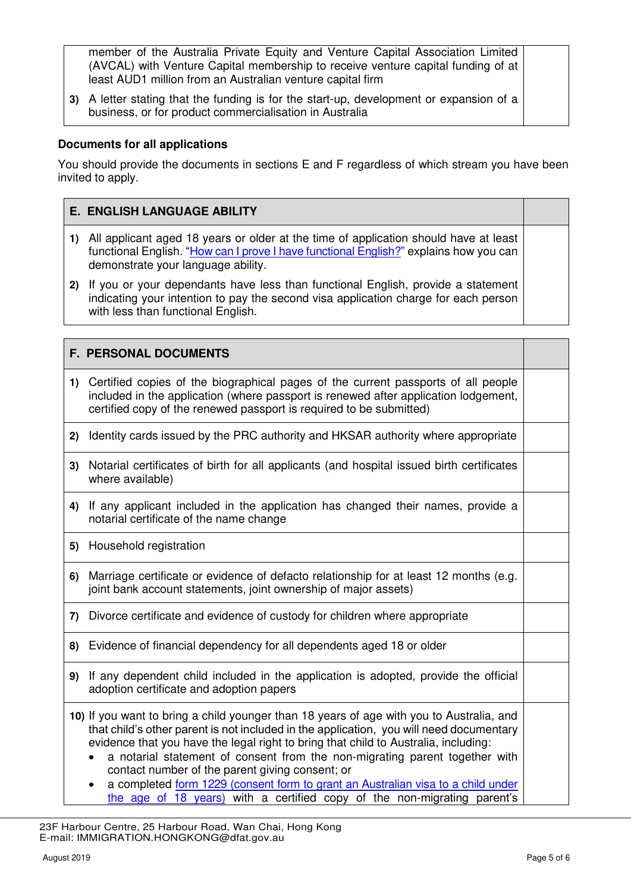| | |
|---|---|
| member of the Australia Private Equity and Venture Capital Association Limited (AVCAL) with Venture Capital membership to receive venture capital funding of at least AUD1 million from an Australian venture capital firm<br>**3)** A letter stating that the funding is for the start-up, development or expansion of a business, or for product commercialisation in Australia | |

**Documents for all applications**

You should provide the documents in sections E and F regardless of which stream you have been invited to apply.

| **E. ENGLISH LANGUAGE ABILITY** | |
|---|---|
| **1)** All applicant aged 18 years or older at the time of application should have at least functional English. "How can I prove I have functional English?" explains how you can demonstrate your language ability.<br>**2)** If you or your dependants have less than functional English, provide a statement indicating your intention to pay the second visa application charge for each person with less than functional English. | |

| **F. PERSONAL DOCUMENTS** | |
|---|---|
| **1)** Certified copies of the biographical pages of the current passports of all people included in the application (where passport is renewed after application lodgement, certified copy of the renewed passport is required to be submitted) | |
| **2)** Identity cards issued by the PRC authority and HKSAR authority where appropriate | |
| **3)** Notarial certificates of birth for all applicants (and hospital issued birth certificates where available) | |
| **4)** If any applicant included in the application has changed their names, provide a notarial certificate of the name change | |
| **5)** Household registration | |
| **6)** Marriage certificate or evidence of defacto relationship for at least 12 months (e.g. joint bank account statements, joint ownership of major assets) | |
| **7)** Divorce certificate and evidence of custody for children where appropriate | |
| **8)** Evidence of financial dependency for all dependents aged 18 or older | |
| **9)** If any dependent child included in the application is adopted, provide the official adoption certificate and adoption papers | |
| **10)** If you want to bring a child younger than 18 years of age with you to Australia, and that child's other parent is not included in the application, you will need documentary evidence that you have the legal right to bring that child to Australia, including:<br>• a notarial statement of consent from the non-migrating parent together with contact number of the parent giving consent; or<br>• a completed form 1229 (consent form to grant an Australian visa to a child under the age of 18 years) with a certified copy of the non-migrating parent's | |

23F Harbour Centre, 25 Harbour Road, Wan Chai, Hong Kong
E-mail: IMMIGRATION.HONGKONG@dfat.gov.au

August 2019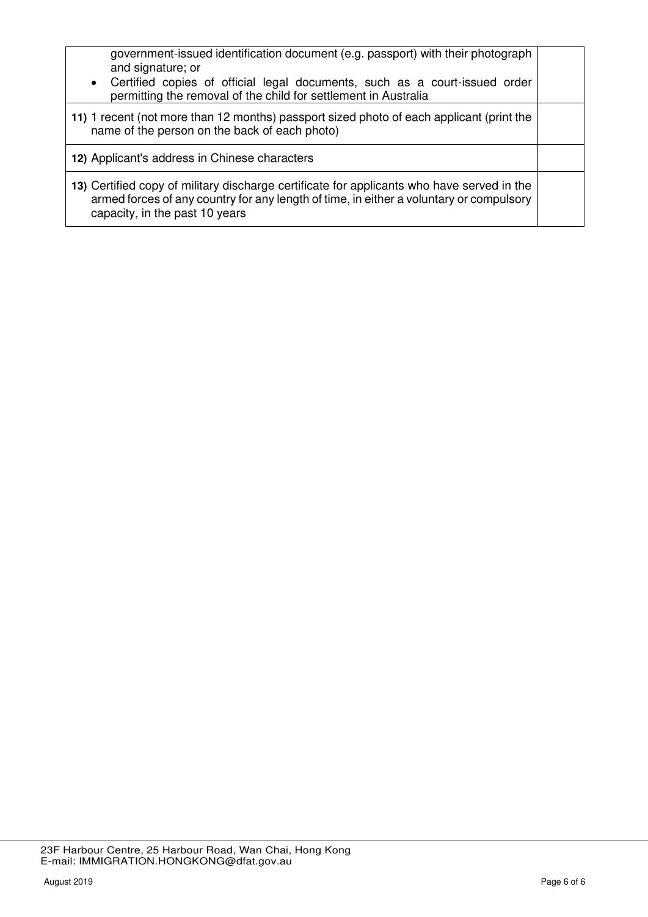| | |
|---|---|
| government-issued identification document (e.g. passport) with their photograph and signature; or<br>• Certified copies of official legal documents, such as a court-issued order permitting the removal of the child for settlement in Australia | |
| **11)** 1 recent (not more than 12 months) passport sized photo of each applicant (print the name of the person on the back of each photo) | |
| **12)** Applicant's address in Chinese characters | |
| **13)** Certified copy of military discharge certificate for applicants who have served in the armed forces of any country for any length of time, in either a voluntary or compulsory capacity, in the past 10 years | |

23F Harbour Centre, 25 Harbour Road, Wan Chai, Hong Kong
E-mail: IMMIGRATION.HONGKONG@dfat.gov.au

August 2019